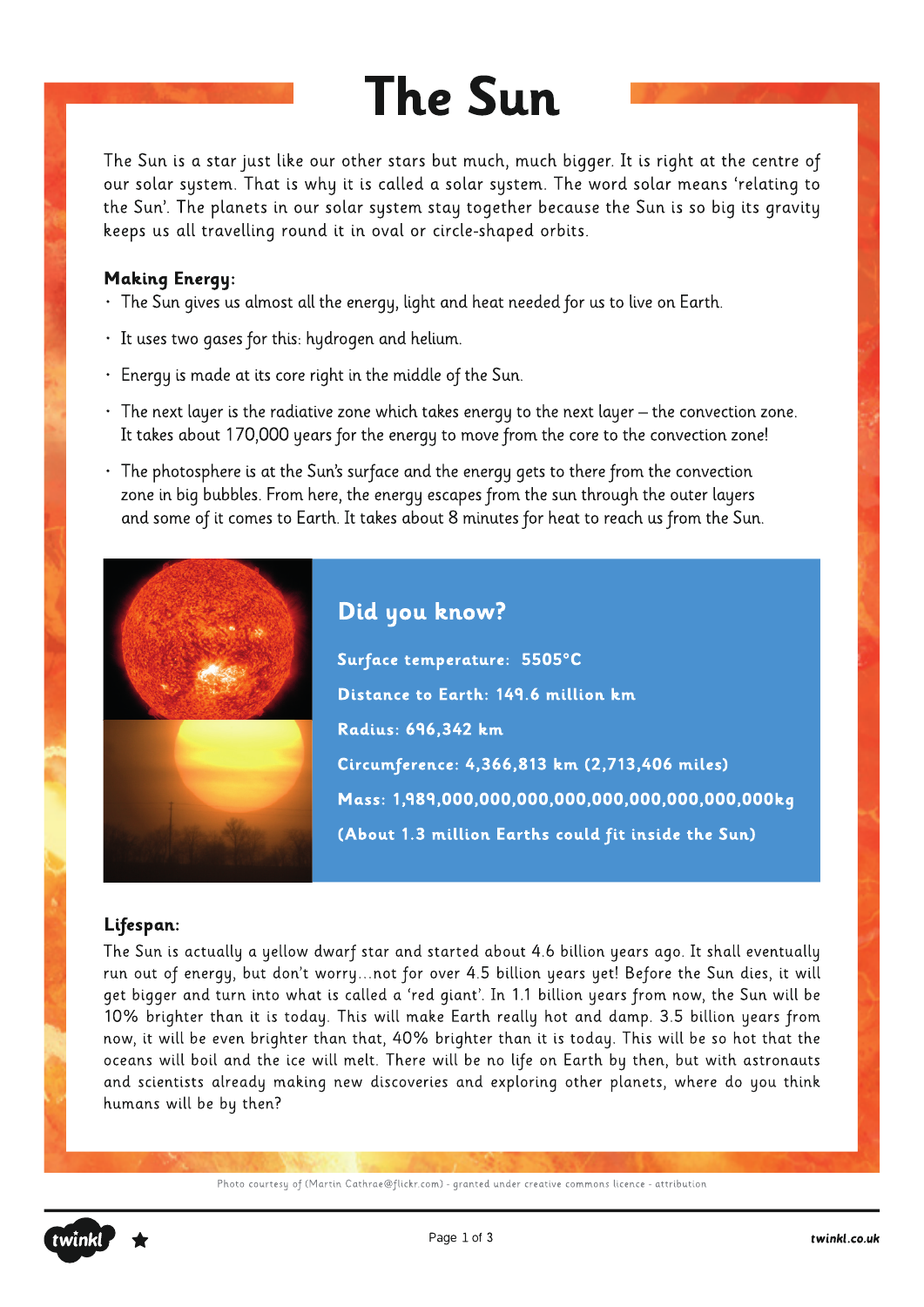# The Sun

The Sun is a star just like our other stars but much, much bigger. It is right at the centre of our solar system. That is why it is called a solar system. The word solar means 'relating to the Sun'. The planets in our solar system stay together because the Sun is so big its gravity keeps us all travelling round it in oval or circle-shaped orbits.

**Making Energy:**

- The Sun gives us almost all the energy, light and heat needed for us to live on Earth.
- It uses two gases for this: hydrogen and helium.
- Energy is made at its core right in the middle of the Sun.
- The next layer is the radiative zone which takes energy to the next layer – the convection zone. It takes about 170,000 years for the energy to move from the core to the convection zone!
- The photosphere is at the Sun's surface and the energy gets to there from the convection zone in big bubbles. From here, the energy escapes from the sun through the outer layers and some of it comes to Earth. It takes about 8 minutes for heat to reach us from the Sun.

## Did you know?

**Surface temperature: 5505°C**

**Distance to Earth: 149.6 million km**

**Radius: 696,342 km**

**Circumference: 4,366,813 km (2,713,406 miles)**

**Mass: 1,989,000,000,000,000,000,000,000,000,000kg**

**(About 1.3 million Earths could fit inside the Sun)**

**Lifespan:**

The Sun is actually a yellow dwarf star and started about 4.6 billion years ago. It shall eventually run out of energy, but don't worry…not for over 4.5 billion years yet! Before the Sun dies, it will get bigger and turn into what is called a 'red giant'. In 1.1 billion years from now, the Sun will be 10% brighter than it is today. This will make Earth really hot and damp. 3.5 billion years from now, it will be even brighter than that, 40% brighter than it is today. This will be so hot that the oceans will boil and the ice will melt. There will be no life on Earth by then, but with astronauts and scientists already making new discoveries and exploring other planets, where do you think humans will be by then?

Photo courtesy of (Martin Cathrae@flickr.com) - granted under creative commons licence - attribution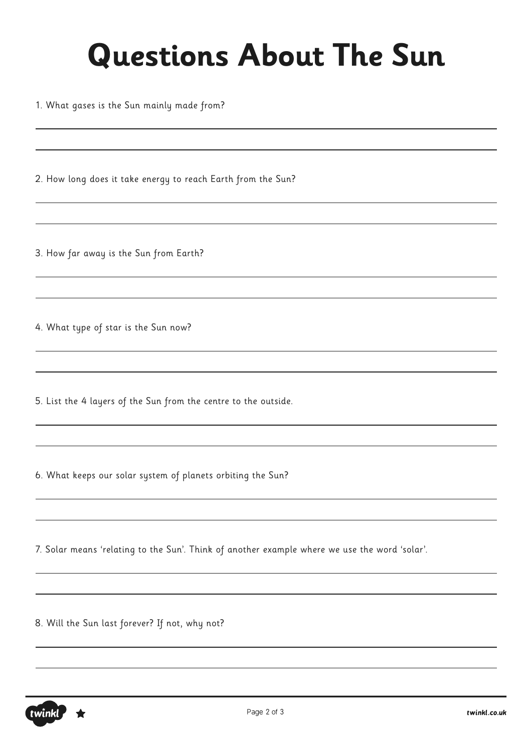# Questions About The Sun

1. What gases is the Sun mainly made from?

2. How long does it take energy to reach Earth from the Sun?

3. How far away is the Sun from Earth?

4. What type of star is the Sun now?

5. List the 4 layers of the Sun from the centre to the outside.

6. What keeps our solar system of planets orbiting the Sun?

7. Solar means 'relating to the Sun'. Think of another example where we use the word 'solar'.

8. Will the Sun last forever? If not, why not?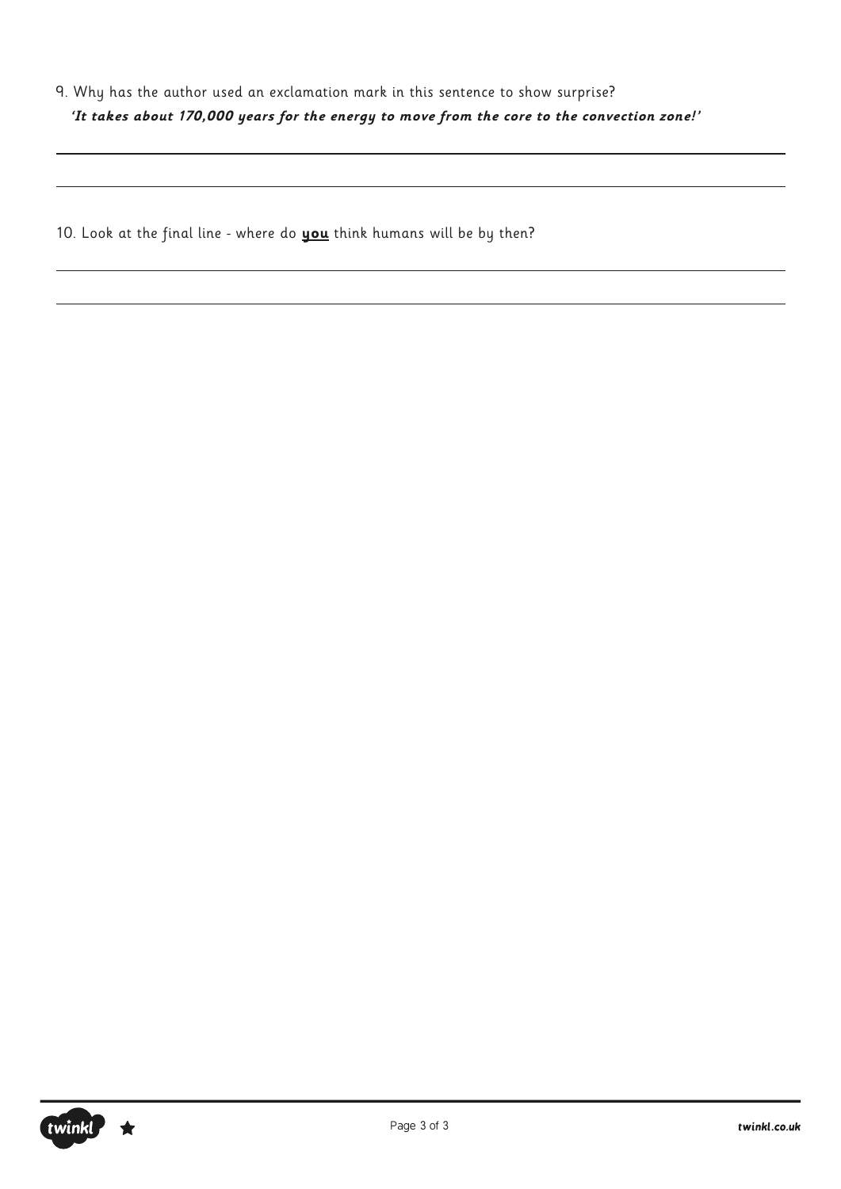9. Why has the author used an exclamation mark in this sentence to show surprise?

***'It takes about 170,000 years for the energy to move from the core to the convection zone!'***

---

---

10. Look at the final line - where do **<u>you</u>** think humans will be by then?

---

---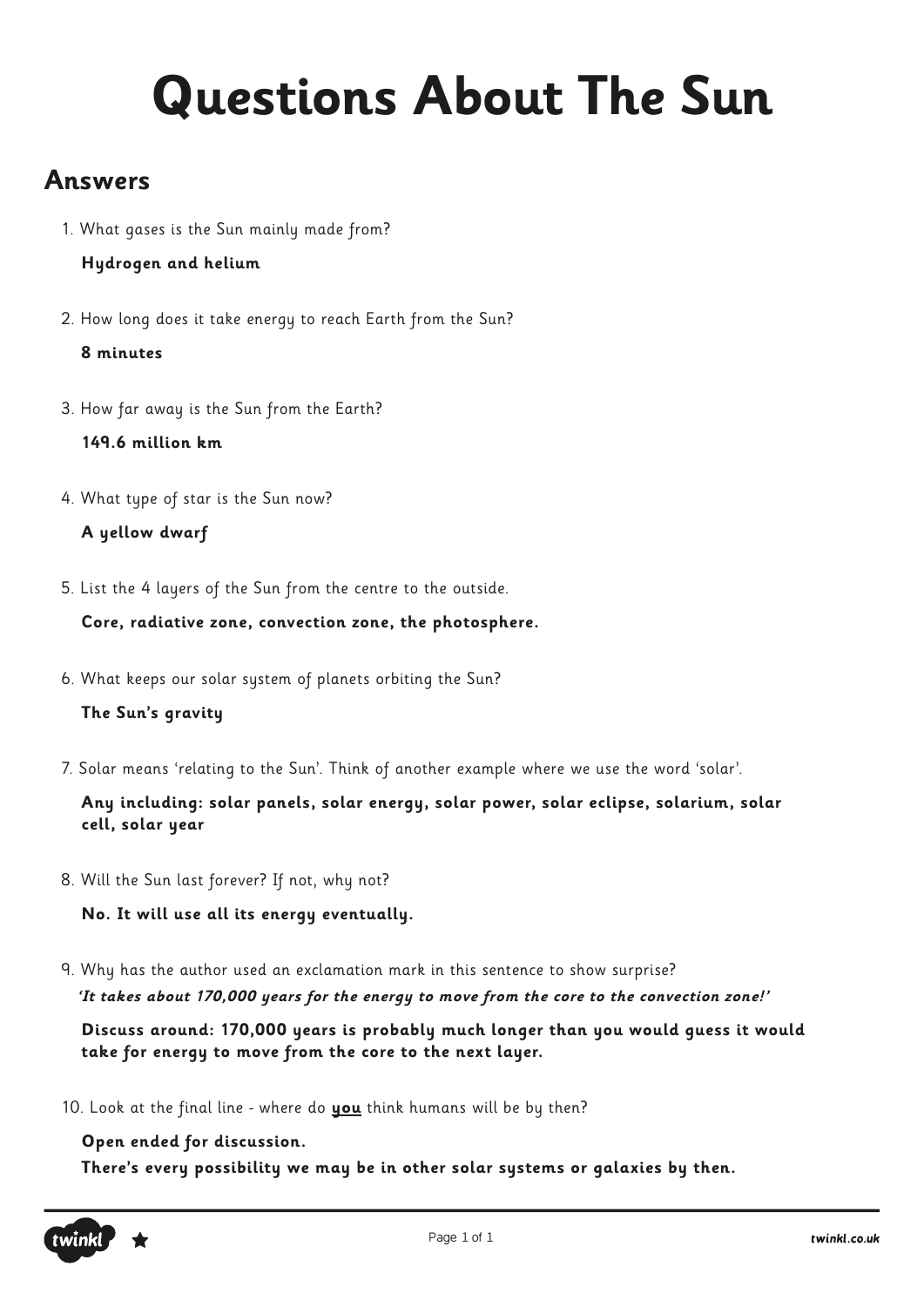# Questions About The Sun

## Answers

1. What gases is the Sun mainly made from?

   **Hydrogen and helium**

2. How long does it take energy to reach Earth from the Sun?

   **8 minutes**

3. How far away is the Sun from the Earth?

   **149.6 million km**

4. What type of star is the Sun now?

   **A yellow dwarf**

5. List the 4 layers of the Sun from the centre to the outside.

   **Core, radiative zone, convection zone, the photosphere.**

6. What keeps our solar system of planets orbiting the Sun?

   **The Sun's gravity**

7. Solar means 'relating to the Sun'. Think of another example where we use the word 'solar'.

   **Any including: solar panels, solar energy, solar power, solar eclipse, solarium, solar cell, solar year**

8. Will the Sun last forever? If not, why not?

   **No. It will use all its energy eventually.**

9. Why has the author used an exclamation mark in this sentence to show surprise?
   ***'It takes about 170,000 years for the energy to move from the core to the convection zone!'***

   **Discuss around: 170,000 years is probably much longer than you would guess it would take for energy to move from the core to the next layer.**

10. Look at the final line - where do **you** think humans will be by then?

    **Open ended for discussion.**

    **There's every possibility we may be in other solar systems or galaxies by then.**